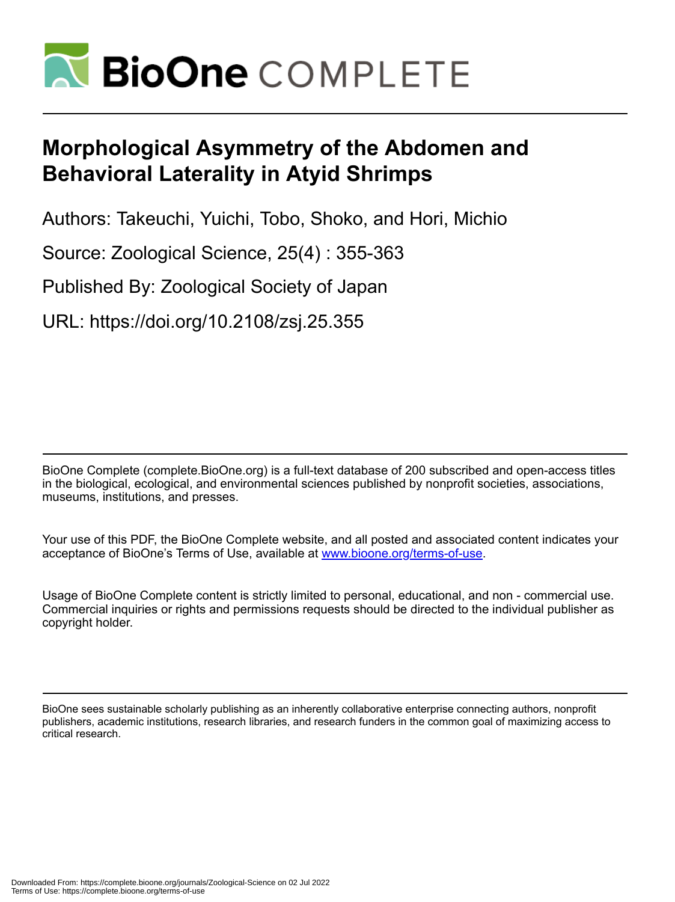# Morphological Asymmetry of the Abdomen and Behavioral Laterality in Atyid Shrimps

Authors: Takeuchi, Yuichi, Tobo, Shoko, and Hori, Michio

Source: Zoological Science, 25(4) : 355-363

Published By: Zoological Society of Japan

URL: https://doi.org/10.2108/zsj.25.355

BioOne Complete (complete.BioOne.org) is a full-text database of 200 subscribed and open-access titles in the biological, ecological, and environmental sciences published by nonprofit societies, associations, museums, institutions, and presses.

Your use of this PDF, the BioOne Complete website, and all posted and associated content indicates your acceptance of BioOne's Terms of Use, available at www.bioone.org/terms-of-use.

Usage of BioOne Complete content is strictly limited to personal, educational, and non - commercial use. Commercial inquiries or rights and permissions requests should be directed to the individual publisher as copyright holder.

BioOne sees sustainable scholarly publishing as an inherently collaborative enterprise connecting authors, nonprofit publishers, academic institutions, research libraries, and research funders in the common goal of maximizing access to critical research.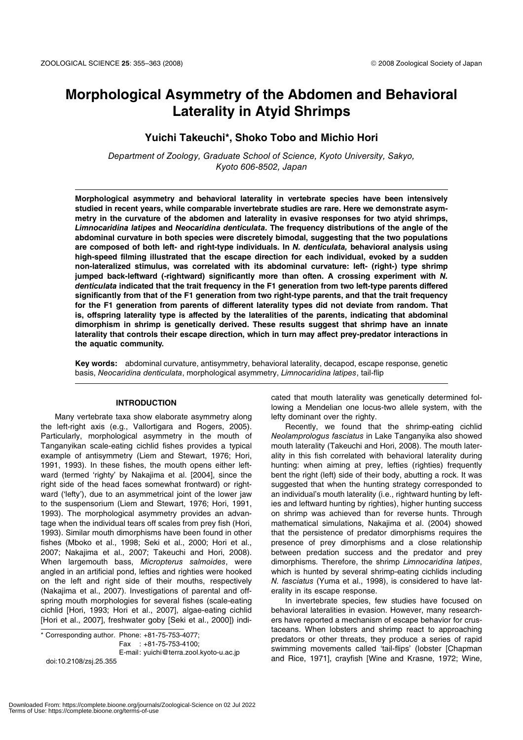# Morphological Asymmetry of the Abdomen and Behavioral Laterality in Atyid Shrimps

## Yuichi Takeuchi*, Shoko Tobo and Michio Hori

*Department of Zoology, Graduate School of Science, Kyoto University, Sakyo, Kyoto 606-8502, Japan*

**Morphological asymmetry and behavioral laterality in vertebrate species have been intensively studied in recent years, while comparable invertebrate studies are rare. Here we demonstrate asymmetry in the curvature of the abdomen and laterality in evasive responses for two atyid shrimps, *Limnocaridina latipes* and *Neocaridina denticulata*. The frequency distributions of the angle of the abdominal curvature in both species were discretely bimodal, suggesting that the two populations are composed of both left- and right-type individuals. In *N. denticulata*, behavioral analysis using high-speed filming illustrated that the escape direction for each individual, evoked by a sudden non-lateralized stimulus, was correlated with its abdominal curvature: left- (right-) type shrimp jumped back-leftward (-rightward) significantly more than often. A crossing experiment with *N. denticulata* indicated that the trait frequency in the F1 generation from two left-type parents differed significantly from that of the F1 generation from two right-type parents, and that the trait frequency for the F1 generation from parents of different laterality types did not deviate from random. That is, offspring laterality type is affected by the lateralities of the parents, indicating that abdominal dimorphism in shrimp is genetically derived. These results suggest that shrimp have an innate laterality that controls their escape direction, which in turn may affect prey-predator interactions in the aquatic community.**

**Key words:** abdominal curvature, antisymmetry, behavioral laterality, decapod, escape response, genetic basis, *Neocaridina denticulata*, morphological asymmetry, *Limnocaridina latipes*, tail-flip

### INTRODUCTION

Many vertebrate taxa show elaborate asymmetry along the left-right axis (e.g., Vallortigara and Rogers, 2005). Particularly, morphological asymmetry in the mouth of Tanganyikan scale-eating cichlid fishes provides a typical example of antisymmetry (Liem and Stewart, 1976; Hori, 1991, 1993). In these fishes, the mouth opens either leftward (termed 'righty' by Nakajima et al. [2004], since the right side of the head faces somewhat frontward) or rightward ('lefty'), due to an asymmetrical joint of the lower jaw to the suspensorium (Liem and Stewart, 1976; Hori, 1991, 1993). The morphological asymmetry provides an advantage when the individual tears off scales from prey fish (Hori, 1993). Similar mouth dimorphisms have been found in other fishes (Mboko et al., 1998; Seki et al., 2000; Hori et al., 2007; Nakajima et al., 2007; Takeuchi and Hori, 2008). When largemouth bass, *Micropterus salmoides*, were angled in an artificial pond, lefties and righties were hooked on the left and right side of their mouths, respectively (Nakajima et al., 2007). Investigations of parental and offspring mouth morphologies for several fishes (scale-eating cichlid [Hori, 1993; Hori et al., 2007], algae-eating cichlid [Hori et al., 2007], freshwater goby [Seki et al., 2000]) indicated that mouth laterality was genetically determined following a Mendelian one locus-two allele system, with the lefty dominant over the righty.

Recently, we found that the shrimp-eating cichlid *Neolamprologus fasciatus* in Lake Tanganyika also showed mouth laterality (Takeuchi and Hori, 2008). The mouth laterality in this fish correlated with behavioral laterality during hunting: when aiming at prey, lefties (righties) frequently bent the right (left) side of their body, abutting a rock. It was suggested that when the hunting strategy corresponded to an individual's mouth laterality (i.e., rightward hunting by lefties and leftward hunting by righties), higher hunting success on shrimp was achieved than for reverse hunts. Through mathematical simulations, Nakajima et al. (2004) showed that the persistence of predator dimorphisms requires the presence of prey dimorphisms and a close relationship between predation success and the predator and prey dimorphisms. Therefore, the shrimp *Limnocaridina latipes*, which is hunted by several shrimp-eating cichlids including *N. fasciatus* (Yuma et al., 1998), is considered to have laterality in its escape response.

In invertebrate species, few studies have focused on behavioral lateralities in evasion. However, many researchers have reported a mechanism of escape behavior for crustaceans. When lobsters and shrimp react to approaching predators or other threats, they produce a series of rapid swimming movements called 'tail-flips' (lobster [Chapman and Rice, 1971], crayfish [Wine and Krasne, 1972; Wine,

\* Corresponding author. Phone: +81-75-753-4077;
Fax : +81-75-753-4100;
E-mail: yuichi@terra.zool.kyoto-u.ac.jp
doi:10.2108/zsj.25.355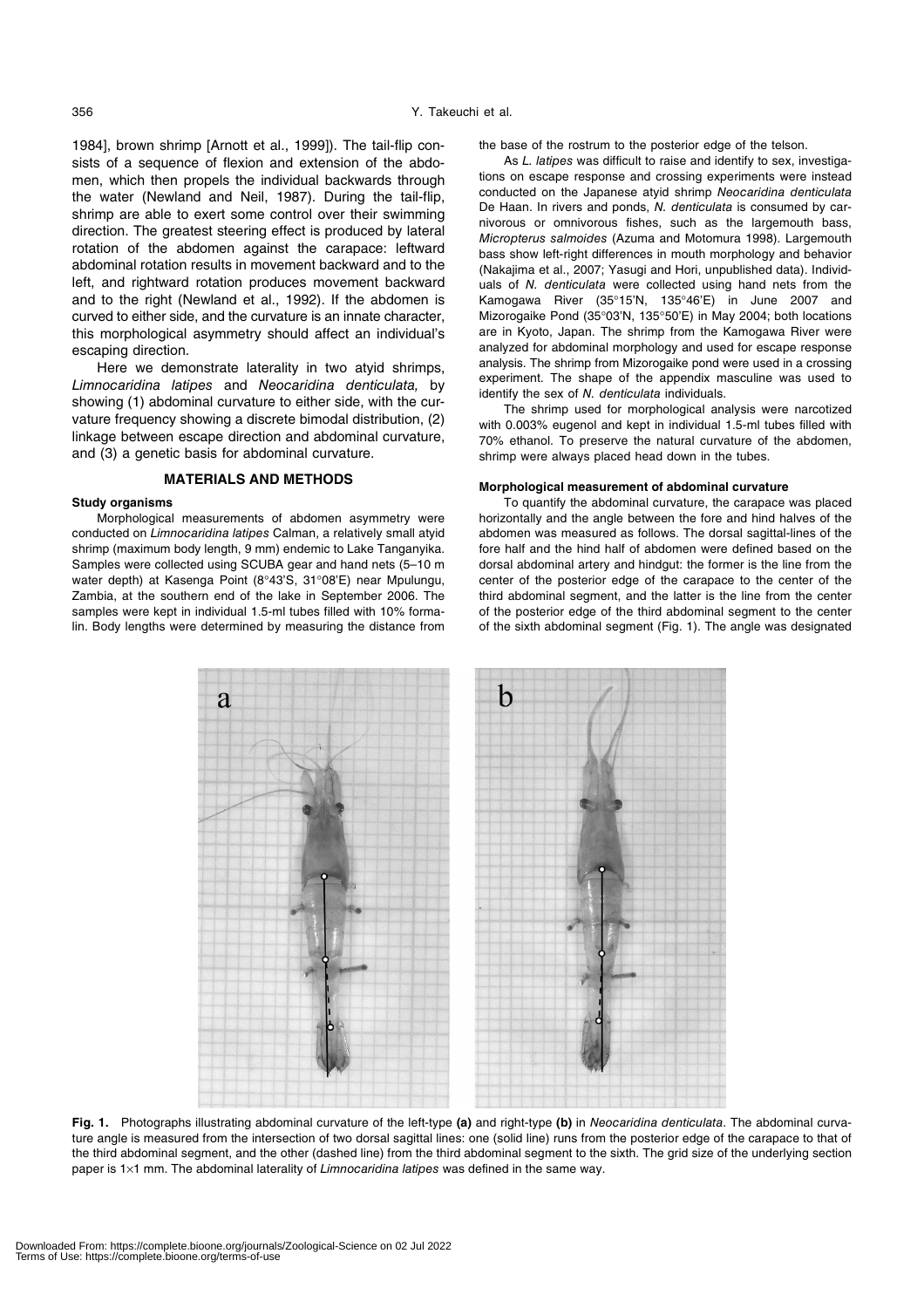1984], brown shrimp [Arnott et al., 1999]). The tail-flip consists of a sequence of flexion and extension of the abdomen, which then propels the individual backwards through the water (Newland and Neil, 1987). During the tail-flip, shrimp are able to exert some control over their swimming direction. The greatest steering effect is produced by lateral rotation of the abdomen against the carapace: leftward abdominal rotation results in movement backward and to the left, and rightward rotation produces movement backward and to the right (Newland et al., 1992). If the abdomen is curved to either side, and the curvature is an innate character, this morphological asymmetry should affect an individual's escaping direction.

Here we demonstrate laterality in two atyid shrimps, *Limnocaridina latipes* and *Neocaridina denticulata,* by showing (1) abdominal curvature to either side, with the curvature frequency showing a discrete bimodal distribution, (2) linkage between escape direction and abdominal curvature, and (3) a genetic basis for abdominal curvature.

## MATERIALS AND METHODS

### Study organisms

Morphological measurements of abdomen asymmetry were conducted on *Limnocaridina latipes* Calman, a relatively small atyid shrimp (maximum body length, 9 mm) endemic to Lake Tanganyika. Samples were collected using SCUBA gear and hand nets (5–10 m water depth) at Kasenga Point (8°43'S, 31°08'E) near Mpulungu, Zambia, at the southern end of the lake in September 2006. The samples were kept in individual 1.5-ml tubes filled with 10% formalin. Body lengths were determined by measuring the distance from the base of the rostrum to the posterior edge of the telson.

As *L. latipes* was difficult to raise and identify to sex, investigations on escape response and crossing experiments were instead conducted on the Japanese atyid shrimp *Neocaridina denticulata* De Haan. In rivers and ponds, *N. denticulata* is consumed by carnivorous or omnivorous fishes, such as the largemouth bass, *Micropterus salmoides* (Azuma and Motomura 1998). Largemouth bass show left-right differences in mouth morphology and behavior (Nakajima et al., 2007; Yasugi and Hori, unpublished data). Individuals of *N. denticulata* were collected using hand nets from the Kamogawa River (35°15'N, 135°46'E) in June 2007 and Mizorogaike Pond (35°03'N, 135°50'E) in May 2004; both locations are in Kyoto, Japan. The shrimp from the Kamogawa River were analyzed for abdominal morphology and used for escape response analysis. The shrimp from Mizorogaike pond were used in a crossing experiment. The shape of the appendix masculine was used to identify the sex of *N. denticulata* individuals.

The shrimp used for morphological analysis were narcotized with 0.003% eugenol and kept in individual 1.5-ml tubes filled with 70% ethanol. To preserve the natural curvature of the abdomen, shrimp were always placed head down in the tubes.

### Morphological measurement of abdominal curvature

To quantify the abdominal curvature, the carapace was placed horizontally and the angle between the fore and hind halves of the abdomen was measured as follows. The dorsal sagittal-lines of the fore half and the hind half of abdomen were defined based on the dorsal abdominal artery and hindgut: the former is the line from the center of the posterior edge of the carapace to the center of the third abdominal segment, and the latter is the line from the center of the posterior edge of the third abdominal segment to the center of the sixth abdominal segment (Fig. 1). The angle was designated

**Fig. 1.** Photographs illustrating abdominal curvature of the left-type **(a)** and right-type **(b)** in *Neocaridina denticulata*. The abdominal curvature angle is measured from the intersection of two dorsal sagittal lines: one (solid line) runs from the posterior edge of the carapace to that of the third abdominal segment, and the other (dashed line) from the third abdominal segment to the sixth. The grid size of the underlying section paper is 1×1 mm. The abdominal laterality of *Limnocaridina latipes* was defined in the same way.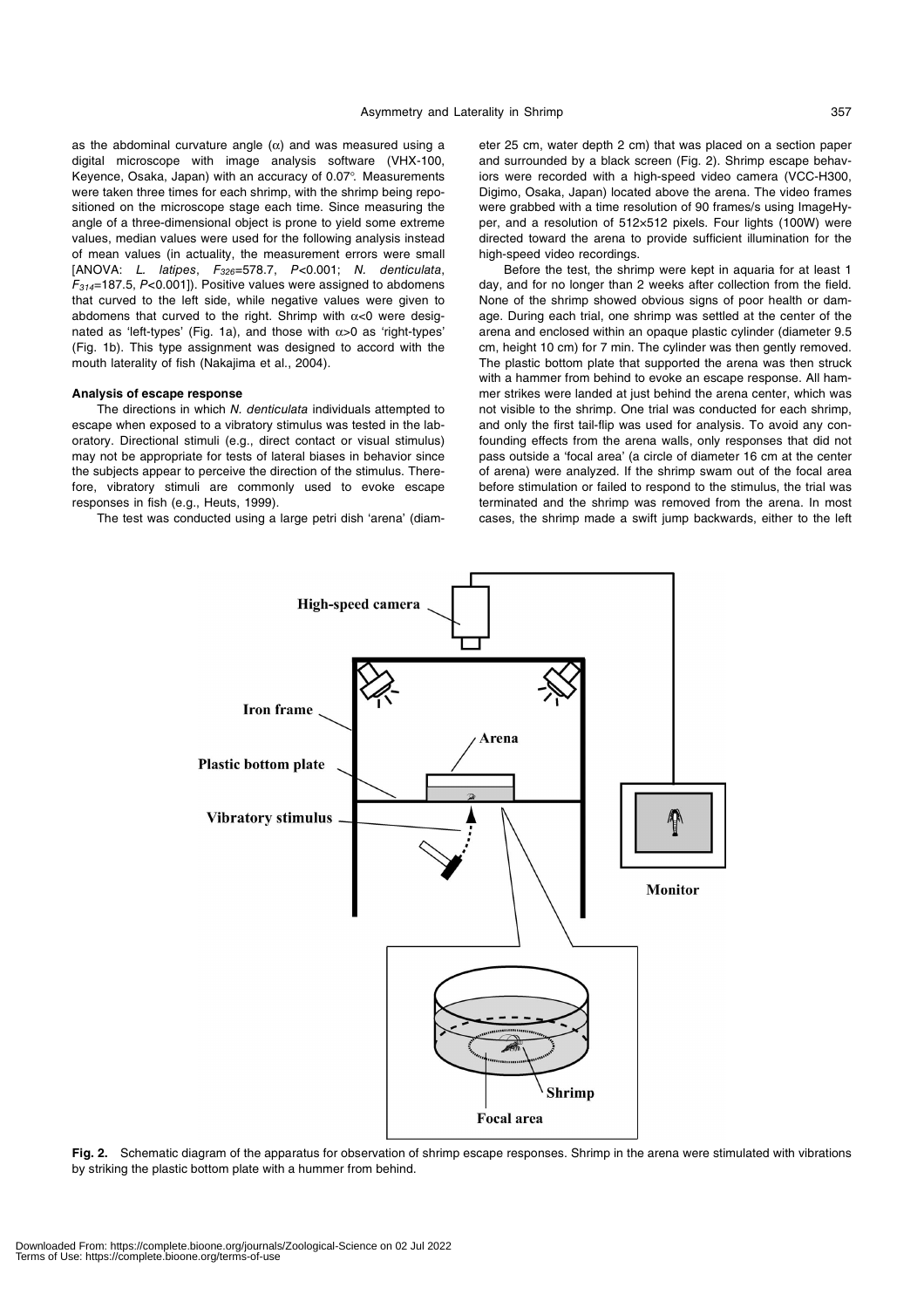as the abdominal curvature angle ($\alpha$) and was measured using a digital microscope with image analysis software (VHX-100, Keyence, Osaka, Japan) with an accuracy of 0.07°. Measurements were taken three times for each shrimp, with the shrimp being repositioned on the microscope stage each time. Since measuring the angle of a three-dimensional object is prone to yield some extreme values, median values were used for the following analysis instead of mean values (in actuality, the measurement errors were small [ANOVA: *L. latipes*, $F_{326}$=578.7, $P$<0.001; *N. denticulata*, $F_{314}$=187.5, $P$<0.001]). Positive values were assigned to abdomens that curved to the left side, while negative values were given to abdomens that curved to the right. Shrimp with $\alpha$<0 were designated as 'left-types' (Fig. 1a), and those with $\alpha$>0 as 'right-types' (Fig. 1b). This type assignment was designed to accord with the mouth laterality of fish (Nakajima et al., 2004).

### Analysis of escape response

The directions in which *N. denticulata* individuals attempted to escape when exposed to a vibratory stimulus was tested in the laboratory. Directional stimuli (e.g., direct contact or visual stimulus) may not be appropriate for tests of lateral biases in behavior since the subjects appear to perceive the direction of the stimulus. Therefore, vibratory stimuli are commonly used to evoke escape responses in fish (e.g., Heuts, 1999).

The test was conducted using a large petri dish 'arena' (diameter 25 cm, water depth 2 cm) that was placed on a section paper and surrounded by a black screen (Fig. 2). Shrimp escape behaviors were recorded with a high-speed video camera (VCC-H300, Digimo, Osaka, Japan) located above the arena. The video frames were grabbed with a time resolution of 90 frames/s using ImageHyper, and a resolution of 512×512 pixels. Four lights (100W) were directed toward the arena to provide sufficient illumination for the high-speed video recordings.

Before the test, the shrimp were kept in aquaria for at least 1 day, and for no longer than 2 weeks after collection from the field. None of the shrimp showed obvious signs of poor health or damage. During each trial, one shrimp was settled at the center of the arena and enclosed within an opaque plastic cylinder (diameter 9.5 cm, height 10 cm) for 7 min. The cylinder was then gently removed. The plastic bottom plate that supported the arena was then struck with a hammer from behind to evoke an escape response. All hammer strikes were landed at just behind the arena center, which was not visible to the shrimp. One trial was conducted for each shrimp, and only the first tail-flip was used for analysis. To avoid any confounding effects from the arena walls, only responses that did not pass outside a 'focal area' (a circle of diameter 16 cm at the center of arena) were analyzed. If the shrimp swam out of the focal area before stimulation or failed to respond to the stimulus, the trial was terminated and the shrimp was removed from the arena. In most cases, the shrimp made a swift jump backwards, either to the left

**Fig. 2.** Schematic diagram of the apparatus for observation of shrimp escape responses. Shrimp in the arena were stimulated with vibrations by striking the plastic bottom plate with a hummer from behind.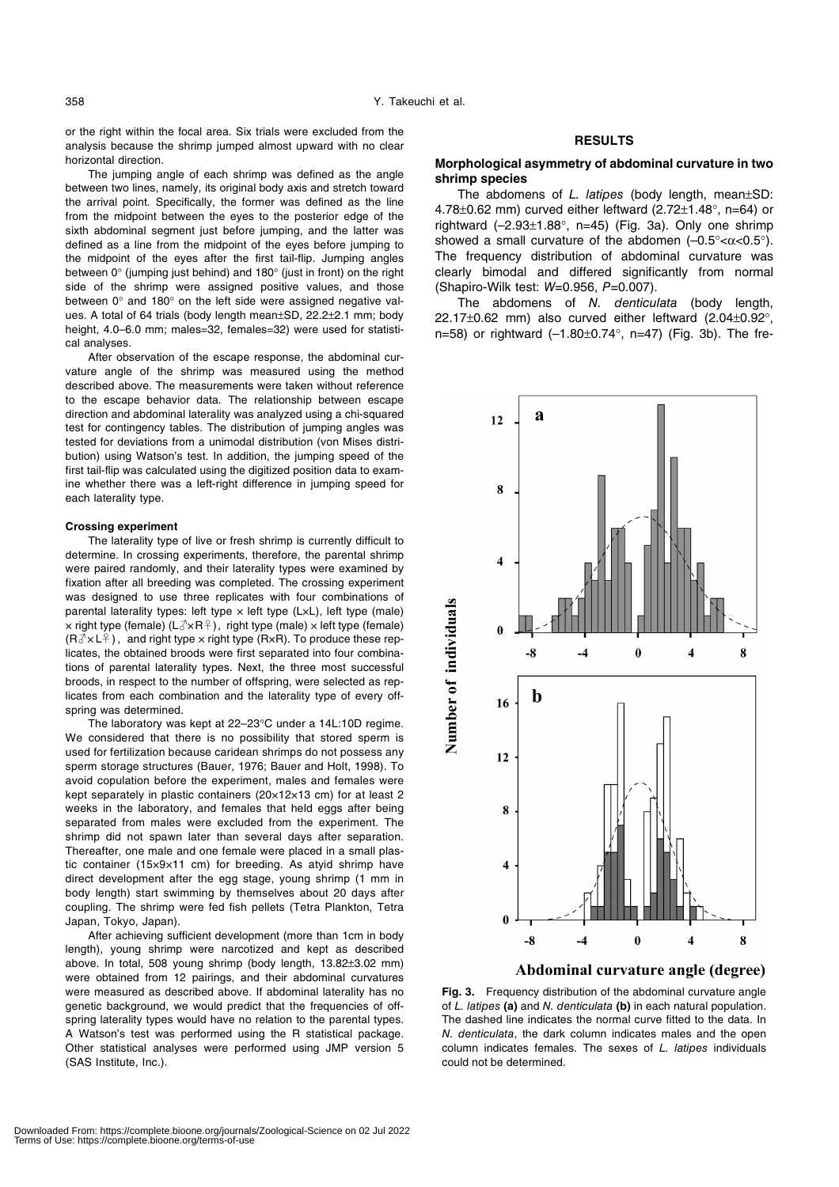or the right within the focal area. Six trials were excluded from the analysis because the shrimp jumped almost upward with no clear horizontal direction.

The jumping angle of each shrimp was defined as the angle between two lines, namely, its original body axis and stretch toward the arrival point. Specifically, the former was defined as the line from the midpoint between the eyes to the posterior edge of the sixth abdominal segment just before jumping, and the latter was defined as a line from the midpoint of the eyes before jumping to the midpoint of the eyes after the first tail-flip. Jumping angles between 0° (jumping just behind) and 180° (just in front) on the right side of the shrimp were assigned positive values, and those between 0° and 180° on the left side were assigned negative values. A total of 64 trials (body length mean±SD, 22.2±2.1 mm; body height, 4.0–6.0 mm; males=32, females=32) were used for statistical analyses.

After observation of the escape response, the abdominal curvature angle of the shrimp was measured using the method described above. The measurements were taken without reference to the escape behavior data. The relationship between escape direction and abdominal laterality was analyzed using a chi-squared test for contingency tables. The distribution of jumping angles was tested for deviations from a unimodal distribution (von Mises distribution) using Watson's test. In addition, the jumping speed of the first tail-flip was calculated using the digitized position data to examine whether there was a left-right difference in jumping speed for each laterality type.

#### Crossing experiment

The laterality type of live or fresh shrimp is currently difficult to determine. In crossing experiments, therefore, the parental shrimp were paired randomly, and their laterality types were examined by fixation after all breeding was completed. The crossing experiment was designed to use three replicates with four combinations of parental laterality types: left type × left type (L×L), left type (male) × right type (female) (L♂×R♀), right type (male) × left type (female) (R♂×L♀), and right type × right type (R×R). To produce these replicates, the obtained broods were first separated into four combinations of parental laterality types. Next, the three most successful broods, in respect to the number of offspring, were selected as replicates from each combination and the laterality type of every offspring was determined.

The laboratory was kept at 22–23°C under a 14L:10D regime. We considered that there is no possibility that stored sperm is used for fertilization because caridean shrimps do not possess any sperm storage structures (Bauer, 1976; Bauer and Holt, 1998). To avoid copulation before the experiment, males and females were kept separately in plastic containers (20×12×13 cm) for at least 2 weeks in the laboratory, and females that held eggs after being separated from males were excluded from the experiment. The shrimp did not spawn later than several days after separation. Thereafter, one male and one female were placed in a small plastic container (15×9×11 cm) for breeding. As atyid shrimp have direct development after the egg stage, young shrimp (1 mm in body length) start swimming by themselves about 20 days after coupling. The shrimp were fed fish pellets (Tetra Plankton, Tetra Japan, Tokyo, Japan).

After achieving sufficient development (more than 1cm in body length), young shrimp were narcotized and kept as described above. In total, 508 young shrimp (body length, 13.82±3.02 mm) were obtained from 12 pairings, and their abdominal curvatures were measured as described above. If abdominal laterality has no genetic background, we would predict that the frequencies of offspring laterality types would have no relation to the parental types. A Watson's test was performed using the R statistical package. Other statistical analyses were performed using JMP version 5 (SAS Institute, Inc.).

## RESULTS

### Morphological asymmetry of abdominal curvature in two shrimp species

The abdomens of *L. latipes* (body length, mean±SD: 4.78±0.62 mm) curved either leftward (2.72±1.48°, n=64) or rightward (–2.93±1.88°, n=45) (Fig. 3a). Only one shrimp showed a small curvature of the abdomen (–0.5°<α<0.5°). The frequency distribution of abdominal curvature was clearly bimodal and differed significantly from normal (Shapiro-Wilk test: $W$=0.956, $P$=0.007).

The abdomens of *N. denticulata* (body length, 22.17±0.62 mm) also curved either leftward (2.04±0.92°, n=58) or rightward (–1.80±0.74°, n=47) (Fig. 3b). The fre-

**Fig. 3.** Frequency distribution of the abdominal curvature angle of *L. latipes* **(a)** and *N. denticulata* **(b)** in each natural population. The dashed line indicates the normal curve fitted to the data. In *N. denticulata*, the dark column indicates males and the open column indicates females. The sexes of *L. latipes* individuals could not be determined.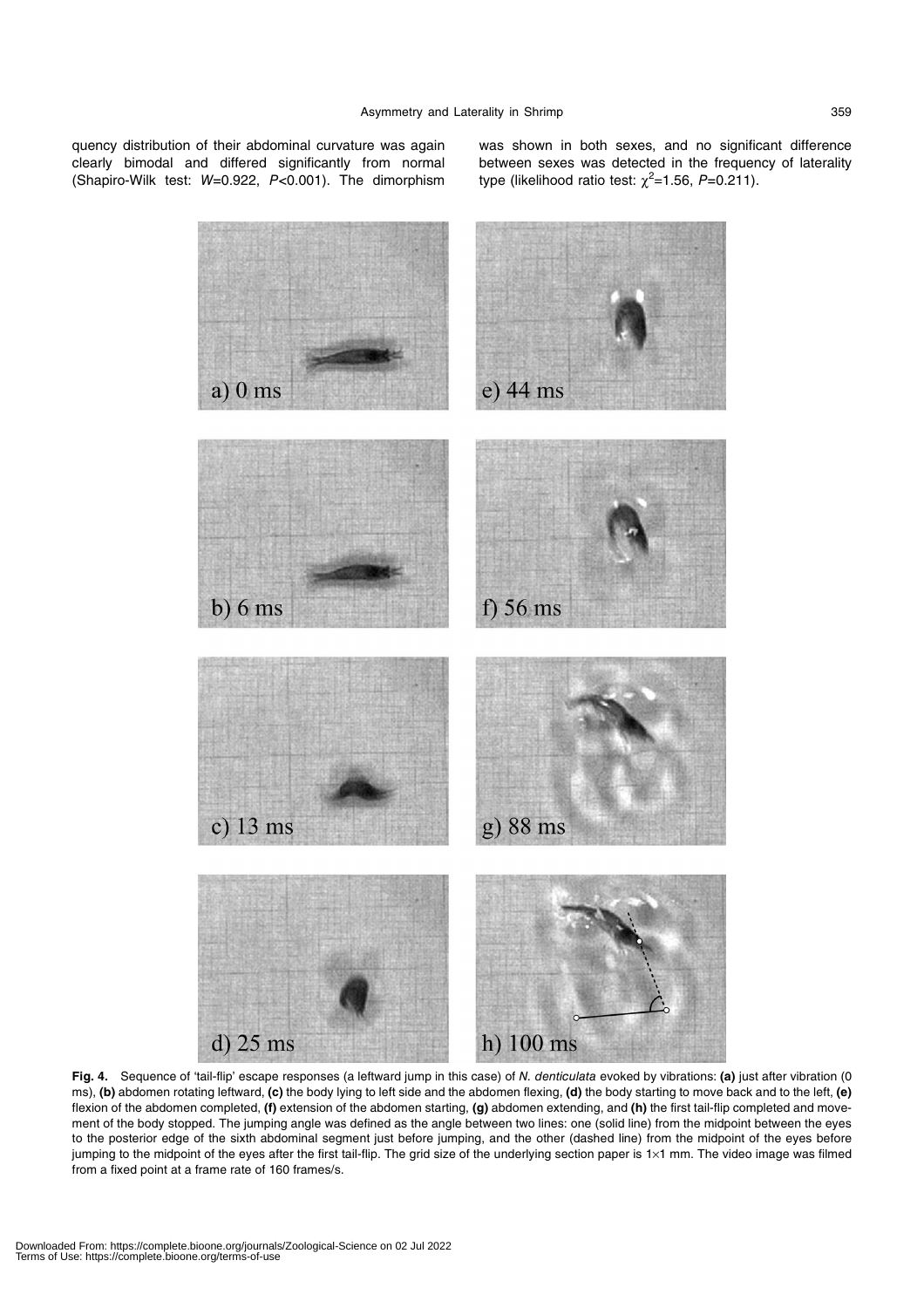quency distribution of their abdominal curvature was again clearly bimodal and differed significantly from normal (Shapiro-Wilk test: $W$=0.922, $P$<0.001). The dimorphism was shown in both sexes, and no significant difference between sexes was detected in the frequency of laterality type (likelihood ratio test: $\chi^2$=1.56, $P$=0.211).

**Fig. 4.** Sequence of 'tail-flip' escape responses (a leftward jump in this case) of *N. denticulata* evoked by vibrations: **(a)** just after vibration (0 ms), **(b)** abdomen rotating leftward, **(c)** the body lying to left side and the abdomen flexing, **(d)** the body starting to move back and to the left, **(e)** flexion of the abdomen completed, **(f)** extension of the abdomen starting, **(g)** abdomen extending, and **(h)** the first tail-flip completed and movement of the body stopped. The jumping angle was defined as the angle between two lines: one (solid line) from the midpoint between the eyes to the posterior edge of the sixth abdominal segment just before jumping, and the other (dashed line) from the midpoint of the eyes before jumping to the midpoint of the eyes after the first tail-flip. The grid size of the underlying section paper is 1×1 mm. The video image was filmed from a fixed point at a frame rate of 160 frames/s.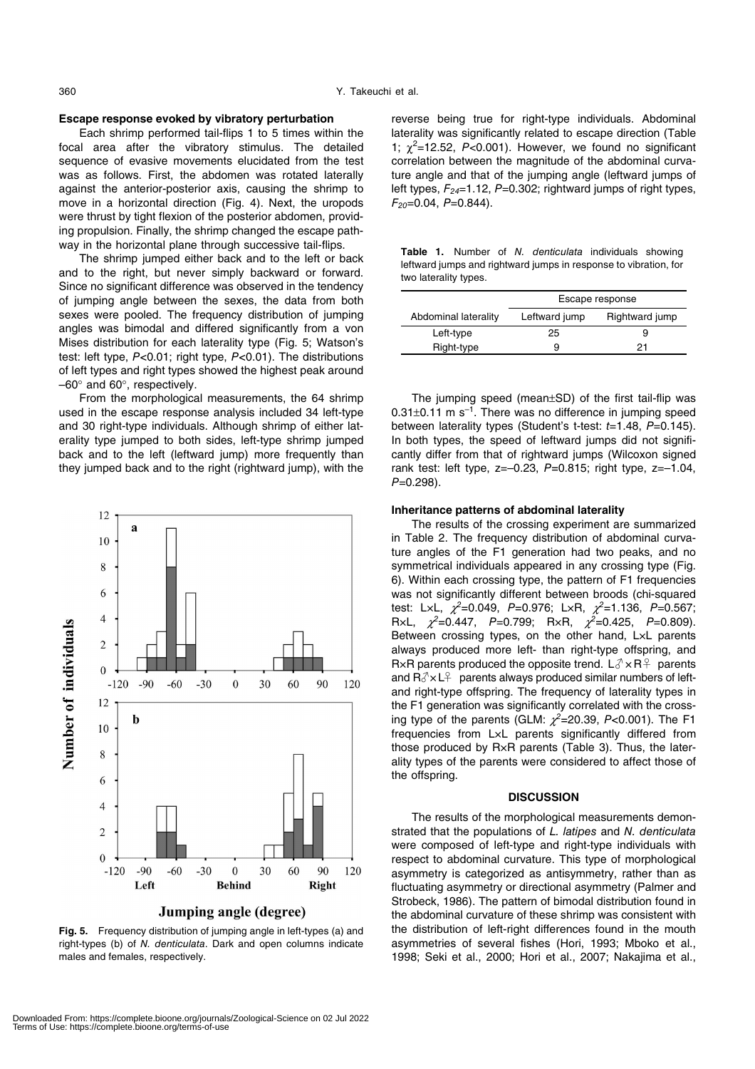### Escape response evoked by vibratory perturbation

Each shrimp performed tail-flips 1 to 5 times within the focal area after the vibratory stimulus. The detailed sequence of evasive movements elucidated from the test was as follows. First, the abdomen was rotated laterally against the anterior-posterior axis, causing the shrimp to move in a horizontal direction (Fig. 4). Next, the uropods were thrust by tight flexion of the posterior abdomen, providing propulsion. Finally, the shrimp changed the escape pathway in the horizontal plane through successive tail-flips.

The shrimp jumped either back and to the left or back and to the right, but never simply backward or forward. Since no significant difference was observed in the tendency of jumping angle between the sexes, the data from both sexes were pooled. The frequency distribution of jumping angles was bimodal and differed significantly from a von Mises distribution for each laterality type (Fig. 5; Watson's test: left type, $P<0.01$; right type, $P<0.01$). The distributions of left types and right types showed the highest peak around $-60°$ and $60°$, respectively.

From the morphological measurements, the 64 shrimp used in the escape response analysis included 34 left-type and 30 right-type individuals. Although shrimp of either laterality type jumped to both sides, left-type shrimp jumped back and to the left (leftward jump) more frequently than they jumped back and to the right (rightward jump), with the reverse being true for right-type individuals. Abdominal laterality was significantly related to escape direction (Table 1; $\chi^2=12.52$, $P<0.001$). However, we found no significant correlation between the magnitude of the abdominal curvature angle and that of the jumping angle (leftward jumps of left types, $F_{24}=1.12$, $P=0.302$; rightward jumps of right types, $F_{20}=0.04$, $P=0.844$).

**Fig. 5.** Frequency distribution of jumping angle in left-types (a) and right-types (b) of *N. denticulata*. Dark and open columns indicate males and females, respectively.

**Table 1.** Number of *N. denticulata* individuals showing leftward jumps and rightward jumps in response to vibration, for two laterality types.

| Abdominal laterality | Escape response | |
|---|---|---|
| | Leftward jump | Rightward jump |
| Left-type | 25 | 9 |
| Right-type | 9 | 21 |

The jumping speed (mean±SD) of the first tail-flip was $0.31\pm0.11$ m s$^{-1}$. There was no difference in jumping speed between laterality types (Student's t-test: $t=1.48$, $P=0.145$). In both types, the speed of leftward jumps did not significantly differ from that of rightward jumps (Wilcoxon signed rank test: left type, $z=-0.23$, $P=0.815$; right type, $z=-1.04$, $P=0.298$).

### Inheritance patterns of abdominal laterality

The results of the crossing experiment are summarized in Table 2. The frequency distribution of abdominal curvature angles of the F1 generation had two peaks, and no symmetrical individuals appeared in any crossing type (Fig. 6). Within each crossing type, the pattern of F1 frequencies was not significantly different between broods (chi-squared test: L×L, $\chi^2=0.049$, $P=0.976$; L×R, $\chi^2=1.136$, $P=0.567$; R×L, $\chi^2=0.447$, $P=0.799$; R×R, $\chi^2=0.425$, $P=0.809$). Between crossing types, on the other hand, L×L parents always produced more left- than right-type offspring, and R×R parents produced the opposite trend. L♂×R♀ parents and R♂×L♀ parents always produced similar numbers of left- and right-type offspring. The frequency of laterality types in the F1 generation was significantly correlated with the crossing type of the parents (GLM: $\chi^2=20.39$, $P<0.001$). The F1 frequencies from L×L parents significantly differed from those produced by R×R parents (Table 3). Thus, the laterality types of the parents were considered to affect those of the offspring.

## DISCUSSION

The results of the morphological measurements demonstrated that the populations of *L. latipes* and *N. denticulata* were composed of left-type and right-type individuals with respect to abdominal curvature. This type of morphological asymmetry is categorized as antisymmetry, rather than as fluctuating asymmetry or directional asymmetry (Palmer and Strobeck, 1986). The pattern of bimodal distribution found in the abdominal curvature of these shrimp was consistent with the distribution of left-right differences found in the mouth asymmetries of several fishes (Hori, 1993; Mboko et al., 1998; Seki et al., 2000; Hori et al., 2007; Nakajima et al.,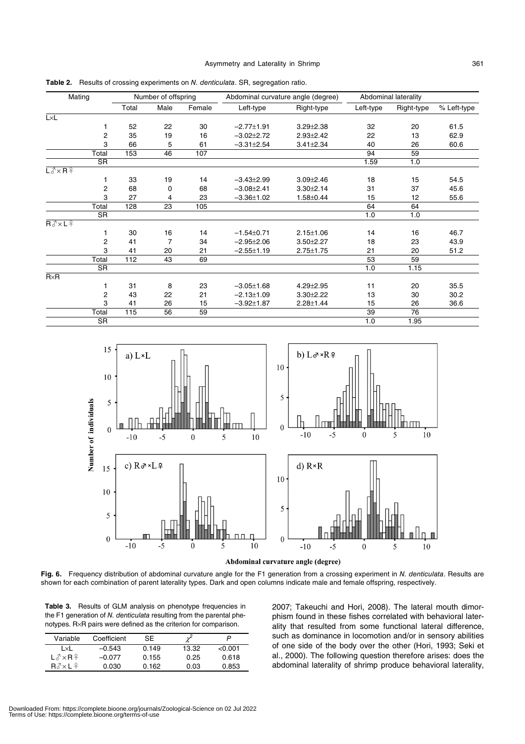**Table 2.** Results of crossing experiments on *N. denticulata*. SR, segregation ratio.

| Mating | | Number of offspring | | | Abdominal curvature angle (degree) | | Abdominal laterality | | |
|---|---|---|---|---|---|---|---|---|---|
| | | Total | Male | Female | Left-type | Right-type | Left-type | Right-type | % Left-type |
| L×L | | | | | | | | | |
| | 1 | 52 | 22 | 30 | −2.77±1.91 | 3.29±2.38 | 32 | 20 | 61.5 |
| | 2 | 35 | 19 | 16 | −3.02±2.72 | 2.93±2.42 | 22 | 13 | 62.9 |
| | 3 | 66 | 5 | 61 | −3.31±2.54 | 3.41±2.34 | 40 | 26 | 60.6 |
| | Total | 153 | 46 | 107 | | | 94 | 59 | |
| | SR | | | | | | 1.59 | 1.0 | |
| L♂×R♀ | | | | | | | | | |
| | 1 | 33 | 19 | 14 | −3.43±2.99 | 3.09±2.46 | 18 | 15 | 54.5 |
| | 2 | 68 | 0 | 68 | −3.08±2.41 | 3.30±2.14 | 31 | 37 | 45.6 |
| | 3 | 27 | 4 | 23 | −3.36±1.02 | 1.58±0.44 | 15 | 12 | 55.6 |
| | Total | 128 | 23 | 105 | | | 64 | 64 | |
| | SR | | | | | | 1.0 | 1.0 | |
| R♂×L♀ | | | | | | | | | |
| | 1 | 30 | 16 | 14 | −1.54±0.71 | 2.15±1.06 | 14 | 16 | 46.7 |
| | 2 | 41 | 7 | 34 | −2.95±2.06 | 3.50±2.27 | 18 | 23 | 43.9 |
| | 3 | 41 | 20 | 21 | −2.55±1.19 | 2.75±1.75 | 21 | 20 | 51.2 |
| | Total | 112 | 43 | 69 | | | 53 | 59 | |
| | SR | | | | | | 1.0 | 1.15 | |
| R×R | | | | | | | | | |
| | 1 | 31 | 8 | 23 | −3.05±1.68 | 4.29±2.95 | 11 | 20 | 35.5 |
| | 2 | 43 | 22 | 21 | −2.13±1.09 | 3.30±2.22 | 13 | 30 | 30.2 |
| | 3 | 41 | 26 | 15 | −3.92±1.87 | 2.28±1.44 | 15 | 26 | 36.6 |
| | Total | 115 | 56 | 59 | | | 39 | 76 | |
| | SR | | | | | | 1.0 | 1.95 | |

**Fig. 6.** Frequency distribution of abdominal curvature angle for the F1 generation from a crossing experiment in *N. denticulata*. Results are shown for each combination of parent laterality types. Dark and open columns indicate male and female offspring, respectively.

**Table 3.** Results of GLM analysis on phenotype frequencies in the F1 generation of *N. denticulata* resulting from the parental phenotypes. R×R pairs were defined as the criterion for comparison.

| Variable | Coefficient | SE | $\chi^2$ | $P$ |
|---|---|---|---|---|
| L×L | −0.543 | 0.149 | 13.32 | <0.001 |
| L♂×R♀ | −0.077 | 0.155 | 0.25 | 0.618 |
| R♂×L♀ | 0.030 | 0.162 | 0.03 | 0.853 |

2007; Takeuchi and Hori, 2008). The lateral mouth dimorphism found in these fishes correlated with behavioral laterality that resulted from some functional lateral difference, such as dominance in locomotion and/or in sensory abilities of one side of the body over the other (Hori, 1993; Seki et al., 2000). The following question therefore arises: does the abdominal laterality of shrimp produce behavioral laterality,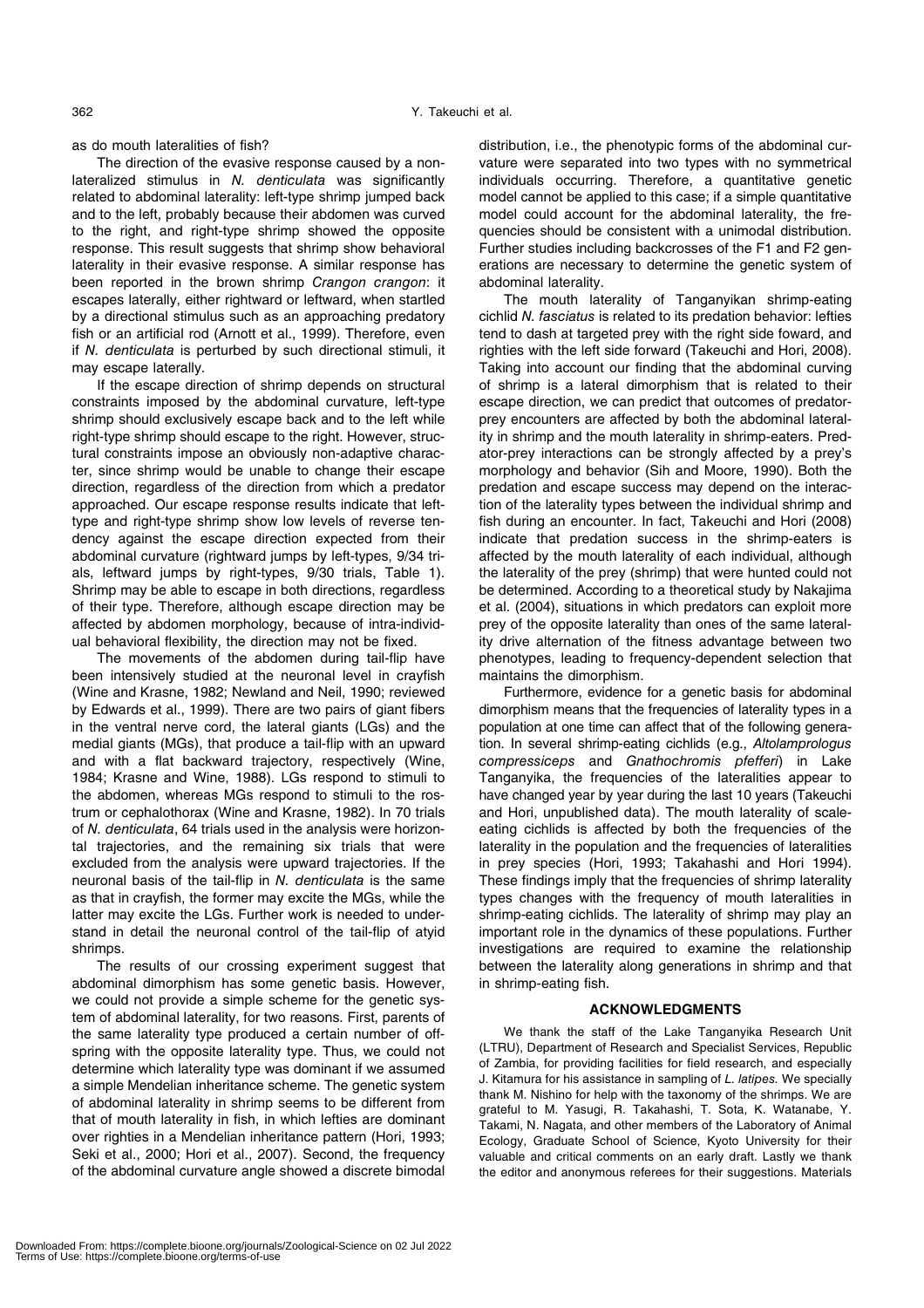as do mouth lateralities of fish?

The direction of the evasive response caused by a non-lateralized stimulus in *N. denticulata* was significantly related to abdominal laterality: left-type shrimp jumped back and to the left, probably because their abdomen was curved to the right, and right-type shrimp showed the opposite response. This result suggests that shrimp show behavioral laterality in their evasive response. A similar response has been reported in the brown shrimp *Crangon crangon*: it escapes laterally, either rightward or leftward, when startled by a directional stimulus such as an approaching predatory fish or an artificial rod (Arnott et al., 1999). Therefore, even if *N. denticulata* is perturbed by such directional stimuli, it may escape laterally.

If the escape direction of shrimp depends on structural constraints imposed by the abdominal curvature, left-type shrimp should exclusively escape back and to the left while right-type shrimp should escape to the right. However, structural constraints impose an obviously non-adaptive character, since shrimp would be unable to change their escape direction, regardless of the direction from which a predator approached. Our escape response results indicate that left-type and right-type shrimp show low levels of reverse tendency against the escape direction expected from their abdominal curvature (rightward jumps by left-types, 9/34 trials, leftward jumps by right-types, 9/30 trials, Table 1). Shrimp may be able to escape in both directions, regardless of their type. Therefore, although escape direction may be affected by abdomen morphology, because of intra-individual behavioral flexibility, the direction may not be fixed.

The movements of the abdomen during tail-flip have been intensively studied at the neuronal level in crayfish (Wine and Krasne, 1982; Newland and Neil, 1990; reviewed by Edwards et al., 1999). There are two pairs of giant fibers in the ventral nerve cord, the lateral giants (LGs) and the medial giants (MGs), that produce a tail-flip with an upward and with a flat backward trajectory, respectively (Wine, 1984; Krasne and Wine, 1988). LGs respond to stimuli to the abdomen, whereas MGs respond to stimuli to the rostrum or cephalothorax (Wine and Krasne, 1982). In 70 trials of *N. denticulata*, 64 trials used in the analysis were horizontal trajectories, and the remaining six trials that were excluded from the analysis were upward trajectories. If the neuronal basis of the tail-flip in *N. denticulata* is the same as that in crayfish, the former may excite the MGs, while the latter may excite the LGs. Further work is needed to understand in detail the neuronal control of the tail-flip of atyid shrimps.

The results of our crossing experiment suggest that abdominal dimorphism has some genetic basis. However, we could not provide a simple scheme for the genetic system of abdominal laterality, for two reasons. First, parents of the same laterality type produced a certain number of offspring with the opposite laterality type. Thus, we could not determine which laterality type was dominant if we assumed a simple Mendelian inheritance scheme. The genetic system of abdominal laterality in shrimp seems to be different from that of mouth laterality in fish, in which lefties are dominant over righties in a Mendelian inheritance pattern (Hori, 1993; Seki et al., 2000; Hori et al., 2007). Second, the frequency of the abdominal curvature angle showed a discrete bimodal distribution, i.e., the phenotypic forms of the abdominal curvature were separated into two types with no symmetrical individuals occurring. Therefore, a quantitative genetic model cannot be applied to this case; if a simple quantitative model could account for the abdominal laterality, the frequencies should be consistent with a unimodal distribution. Further studies including backcrosses of the F1 and F2 generations are necessary to determine the genetic system of abdominal laterality.

The mouth laterality of Tanganyikan shrimp-eating cichlid *N. fasciatus* is related to its predation behavior: lefties tend to dash at targeted prey with the right side foward, and righties with the left side forward (Takeuchi and Hori, 2008). Taking into account our finding that the abdominal curving of shrimp is a lateral dimorphism that is related to their escape direction, we can predict that outcomes of predator-prey encounters are affected by both the abdominal laterality in shrimp and the mouth laterality in shrimp-eaters. Predator-prey interactions can be strongly affected by a prey's morphology and behavior (Sih and Moore, 1990). Both the predation and escape success may depend on the interaction of the laterality types between the individual shrimp and fish during an encounter. In fact, Takeuchi and Hori (2008) indicate that predation success in the shrimp-eaters is affected by the mouth laterality of each individual, although the laterality of the prey (shrimp) that were hunted could not be determined. According to a theoretical study by Nakajima et al. (2004), situations in which predators can exploit more prey of the opposite laterality than ones of the same laterality drive alternation of the fitness advantage between two phenotypes, leading to frequency-dependent selection that maintains the dimorphism.

Furthermore, evidence for a genetic basis for abdominal dimorphism means that the frequencies of laterality types in a population at one time can affect that of the following generation. In several shrimp-eating cichlids (e.g., *Altolamprologus compressiceps* and *Gnathochromis pfefferi*) in Lake Tanganyika, the frequencies of the lateralities appear to have changed year by year during the last 10 years (Takeuchi and Hori, unpublished data). The mouth laterality of scale-eating cichlids is affected by both the frequencies of the laterality in the population and the frequencies of lateralities in prey species (Hori, 1993; Takahashi and Hori 1994). These findings imply that the frequencies of shrimp laterality types changes with the frequency of mouth lateralities in shrimp-eating cichlids. The laterality of shrimp may play an important role in the dynamics of these populations. Further investigations are required to examine the relationship between the laterality along generations in shrimp and that in shrimp-eating fish.

## ACKNOWLEDGMENTS

We thank the staff of the Lake Tanganyika Research Unit (LTRU), Department of Research and Specialist Services, Republic of Zambia, for providing facilities for field research, and especially J. Kitamura for his assistance in sampling of *L. latipes*. We specially thank M. Nishino for help with the taxonomy of the shrimps. We are grateful to M. Yasugi, R. Takahashi, T. Sota, K. Watanabe, Y. Takami, N. Nagata, and other members of the Laboratory of Animal Ecology, Graduate School of Science, Kyoto University for their valuable and critical comments on an early draft. Lastly we thank the editor and anonymous referees for their suggestions. Materials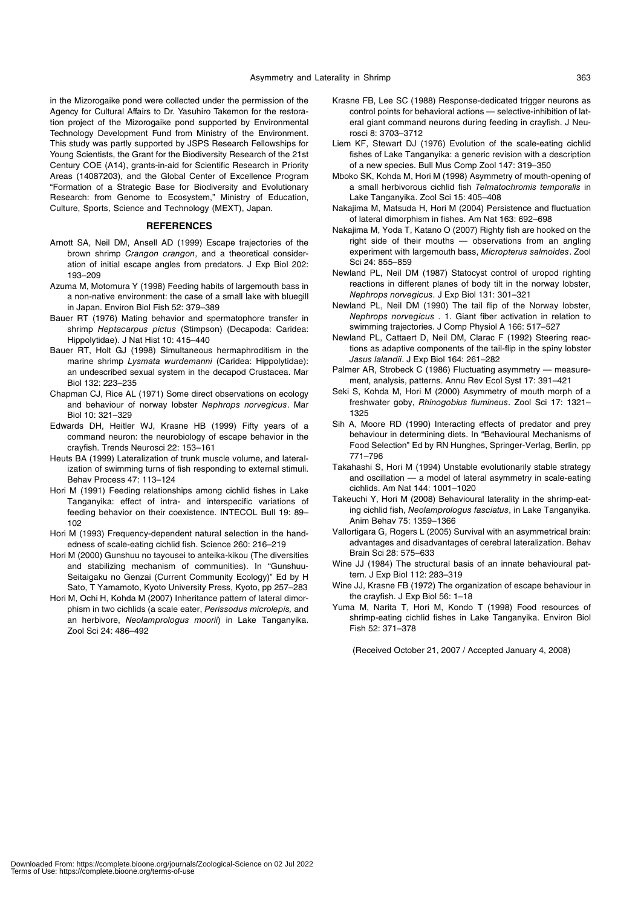in the Mizorogaike pond were collected under the permission of the Agency for Cultural Affairs to Dr. Yasuhiro Takemon for the restoration project of the Mizorogaike pond supported by Environmental Technology Development Fund from Ministry of the Environment. This study was partly supported by JSPS Research Fellowships for Young Scientists, the Grant for the Biodiversity Research of the 21st Century COE (A14), grants-in-aid for Scientific Research in Priority Areas (14087203), and the Global Center of Excellence Program "Formation of a Strategic Base for Biodiversity and Evolutionary Research: from Genome to Ecosystem," Ministry of Education, Culture, Sports, Science and Technology (MEXT), Japan.

## REFERENCES

Arnott SA, Neil DM, Ansell AD (1999) Escape trajectories of the brown shrimp *Crangon crangon*, and a theoretical consideration of initial escape angles from predators. J Exp Biol 202: 193–209

Azuma M, Motomura Y (1998) Feeding habits of largemouth bass in a non-native environment: the case of a small lake with bluegill in Japan. Environ Biol Fish 52: 379–389

Bauer RT (1976) Mating behavior and spermatophore transfer in shrimp *Heptacarpus pictus* (Stimpson) (Decapoda: Caridea: Hippolytidae). J Nat Hist 10: 415–440

Bauer RT, Holt GJ (1998) Simultaneous hermaphroditism in the marine shrimp *Lysmata wurdemanni* (Caridea: Hippolytidae): an undescribed sexual system in the decapod Crustacea. Mar Biol 132: 223–235

Chapman CJ, Rice AL (1971) Some direct observations on ecology and behaviour of norway lobster *Nephrops norvegicus*. Mar Biol 10: 321–329

Edwards DH, Heitler WJ, Krasne HB (1999) Fifty years of a command neuron: the neurobiology of escape behavior in the crayfish. Trends Neurosci 22: 153–161

Heuts BA (1999) Lateralization of trunk muscle volume, and lateralization of swimming turns of fish responding to external stimuli. Behav Process 47: 113–124

Hori M (1991) Feeding relationships among cichlid fishes in Lake Tanganyika: effect of intra- and interspecific variations of feeding behavior on their coexistence. INTECOL Bull 19: 89–102

Hori M (1993) Frequency-dependent natural selection in the handedness of scale-eating cichlid fish. Science 260: 216–219

Hori M (2000) Gunshuu no tayousei to anteika-kikou (The diversities and stabilizing mechanism of communities). In "Gunshuu-Seitaigaku no Genzai (Current Community Ecology)" Ed by H Sato, T Yamamoto, Kyoto University Press, Kyoto, pp 257–283

Hori M, Ochi H, Kohda M (2007) Inheritance pattern of lateral dimorphism in two cichlids (a scale eater, *Perissodus microlepis,* and an herbivore, *Neolamprologus moorii*) in Lake Tanganyika. Zool Sci 24: 486–492

Krasne FB, Lee SC (1988) Response-dedicated trigger neurons as control points for behavioral actions — selective-inhibition of lateral giant command neurons during feeding in crayfish. J Neurosci 8: 3703–3712

Liem KF, Stewart DJ (1976) Evolution of the scale-eating cichlid fishes of Lake Tanganyika: a generic revision with a description of a new species. Bull Mus Comp Zool 147: 319–350

Mboko SK, Kohda M, Hori M (1998) Asymmetry of mouth-opening of a small herbivorous cichlid fish *Telmatochromis temporalis* in Lake Tanganyika. Zool Sci 15: 405–408

Nakajima M, Matsuda H, Hori M (2004) Persistence and fluctuation of lateral dimorphism in fishes. Am Nat 163: 692–698

Nakajima M, Yoda T, Katano O (2007) Righty fish are hooked on the right side of their mouths — observations from an angling experiment with largemouth bass, *Micropterus salmoides*. Zool Sci 24: 855–859

Newland PL, Neil DM (1987) Statocyst control of uropod righting reactions in different planes of body tilt in the norway lobster, *Nephrops norvegicus*. J Exp Biol 131: 301–321

Newland PL, Neil DM (1990) The tail flip of the Norway lobster, *Nephrops norvegicus* . 1. Giant fiber activation in relation to swimming trajectories. J Comp Physiol A 166: 517–527

Newland PL, Cattaert D, Neil DM, Clarac F (1992) Steering reactions as adaptive components of the tail-flip in the spiny lobster *Jasus lalandii*. J Exp Biol 164: 261–282

Palmer AR, Strobeck C (1986) Fluctuating asymmetry — measurement, analysis, patterns. Annu Rev Ecol Syst 17: 391–421

Seki S, Kohda M, Hori M (2000) Asymmetry of mouth morph of a freshwater goby, *Rhinogobius flumineus*. Zool Sci 17: 1321–1325

Sih A, Moore RD (1990) Interacting effects of predator and prey behaviour in determining diets. In "Behavioural Mechanisms of Food Selection" Ed by RN Hunghes, Springer-Verlag, Berlin, pp 771–796

Takahashi S, Hori M (1994) Unstable evolutionarily stable strategy and oscillation — a model of lateral asymmetry in scale-eating cichlids. Am Nat 144: 1001–1020

Takeuchi Y, Hori M (2008) Behavioural laterality in the shrimp-eating cichlid fish, *Neolamprologus fasciatus*, in Lake Tanganyika. Anim Behav 75: 1359–1366

Vallortigara G, Rogers L (2005) Survival with an asymmetrical brain: advantages and disadvantages of cerebral lateralization. Behav Brain Sci 28: 575–633

Wine JJ (1984) The structural basis of an innate behavioural pattern. J Exp Biol 112: 283–319

Wine JJ, Krasne FB (1972) The organization of escape behaviour in the crayfish. J Exp Biol 56: 1–18

Yuma M, Narita T, Hori M, Kondo T (1998) Food resources of shrimp-eating cichlid fishes in Lake Tanganyika. Environ Biol Fish 52: 371–378

(Received October 21, 2007 / Accepted January 4, 2008)